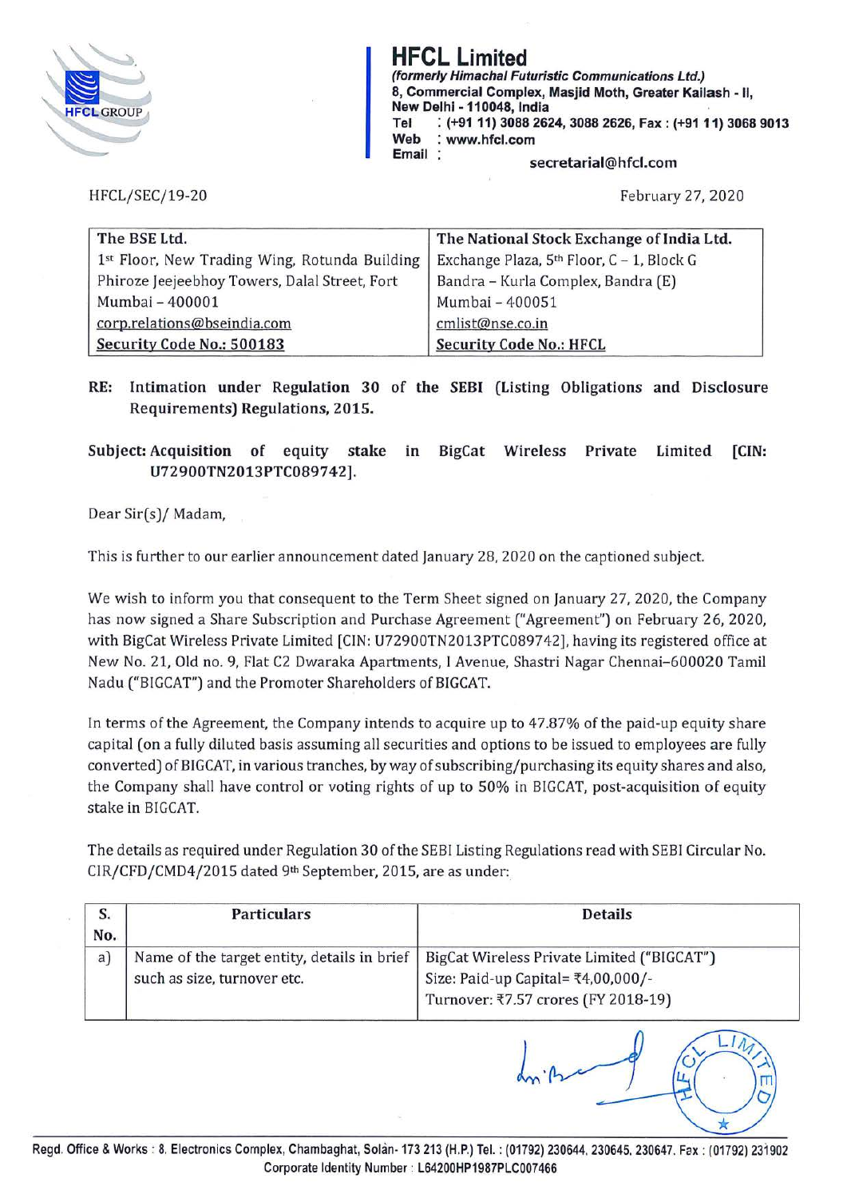# HFCL Limited

*(formerly Himachal Futuristic Communications Ltd.)*
8, Commercial Complex, Masjid Moth, Greater Kailash - II,
New Delhi - 110048, India
Tel : (+91 11) 3088 2624, 3088 2626, Fax : (+91 11) 3068 9013
Web : www.hfcl.com
Email : secretarial@hfcl.com

HFCL/SEC/19-20

February 27, 2020

| The BSE Ltd. | The National Stock Exchange of India Ltd. |
|---|---|
| 1st Floor, New Trading Wing, Rotunda Building | Exchange Plaza, 5th Floor, C – 1, Block G |
| Phiroze Jeejeebhoy Towers, Dalal Street, Fort | Bandra – Kurla Complex, Bandra (E) |
| Mumbai – 400001 | Mumbai – 400051 |
| corp.relations@bseindia.com | cmlist@nse.co.in |
| **Security Code No.: 500183** | **Security Code No.: HFCL** |

**RE: Intimation under Regulation 30 of the SEBI (Listing Obligations and Disclosure Requirements) Regulations, 2015.**

**Subject: Acquisition of equity stake in BigCat Wireless Private Limited [CIN: U72900TN2013PTC089742].**

Dear Sir(s)/ Madam,

This is further to our earlier announcement dated January 28, 2020 on the captioned subject.

We wish to inform you that consequent to the Term Sheet signed on January 27, 2020, the Company has now signed a Share Subscription and Purchase Agreement ("Agreement") on February 26, 2020, with BigCat Wireless Private Limited [CIN: U72900TN2013PTC089742], having its registered office at New No. 21, Old no. 9, Flat C2 Dwaraka Apartments, I Avenue, Shastri Nagar Chennai–600020 Tamil Nadu ("BIGCAT") and the Promoter Shareholders of BIGCAT.

In terms of the Agreement, the Company intends to acquire up to 47.87% of the paid-up equity share capital (on a fully diluted basis assuming all securities and options to be issued to employees are fully converted) of BIGCAT, in various tranches, by way of subscribing/purchasing its equity shares and also, the Company shall have control or voting rights of up to 50% in BIGCAT, post-acquisition of equity stake in BIGCAT.

The details as required under Regulation 30 of the SEBI Listing Regulations read with SEBI Circular No. CIR/CFD/CMD4/2015 dated 9th September, 2015, are as under:

| S. No. | Particulars | Details |
|---|---|---|
| a) | Name of the target entity, details in brief such as size, turnover etc. | BigCat Wireless Private Limited ("BIGCAT")<br>Size: Paid-up Capital= ₹4,00,000/-<br>Turnover: ₹7.57 crores (FY 2018-19) |

Regd. Office & Works : 8, Electronics Complex, Chambaghat, Solan- 173 213 (H.P.) Tel. : (01792) 230644, 230645, 230647. Fax : (01792) 231902
Corporate Identity Number : L64200HP1987PLC007466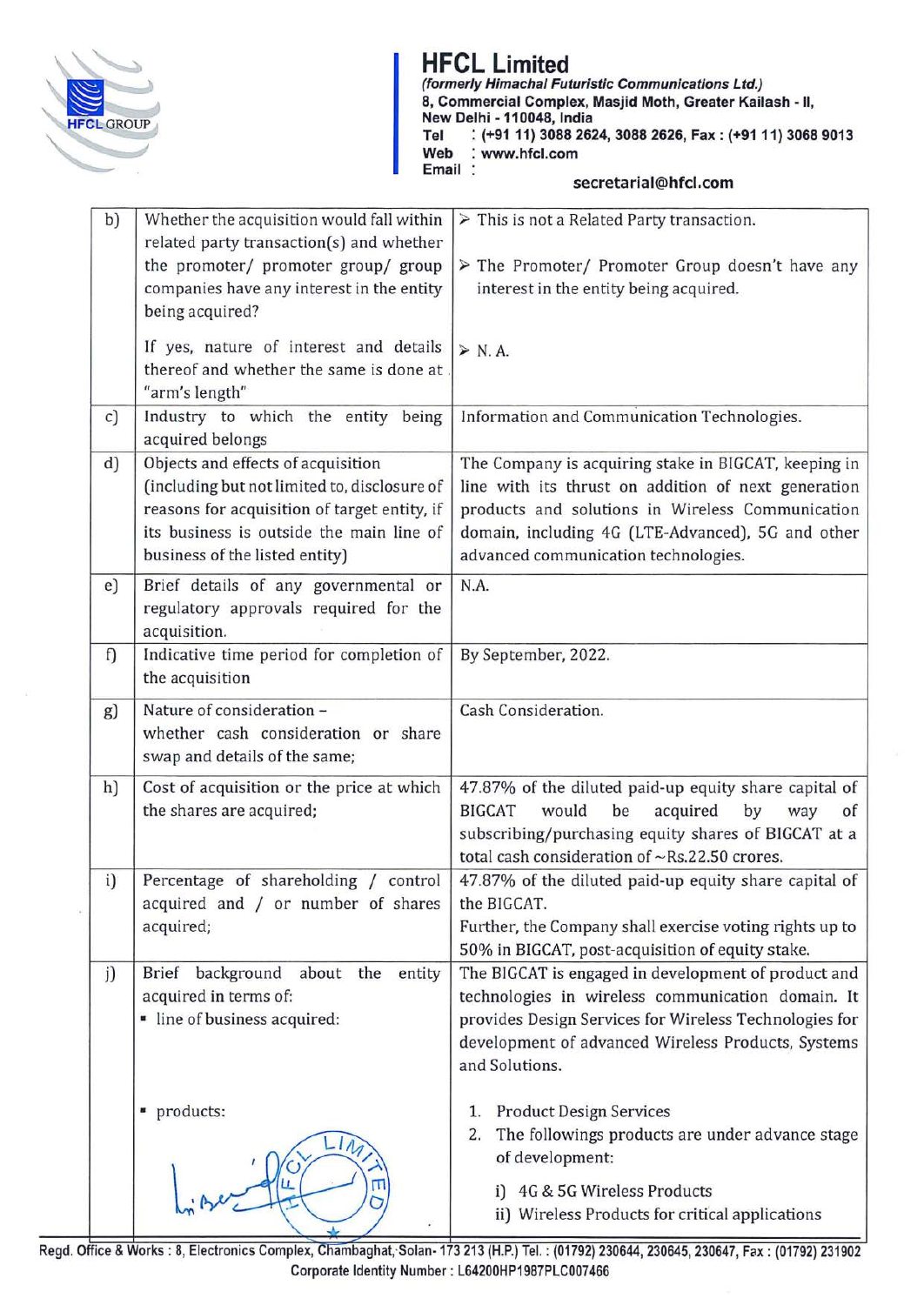| | | |
|---|---|---|
| b) | Whether the acquisition would fall within related party transaction(s) and whether the promoter/ promoter group/ group companies have any interest in the entity being acquired?<br><br>If yes, nature of interest and details thereof and whether the same is done at "arm's length" | ➢ This is not a Related Party transaction.<br><br>➢ The Promoter/ Promoter Group doesn't have any interest in the entity being acquired.<br><br>➢ N. A. |
| c) | Industry to which the entity being acquired belongs | Information and Communication Technologies. |
| d) | Objects and effects of acquisition (including but not limited to, disclosure of reasons for acquisition of target entity, if its business is outside the main line of business of the listed entity) | The Company is acquiring stake in BIGCAT, keeping in line with its thrust on addition of next generation products and solutions in Wireless Communication domain, including 4G (LTE-Advanced), 5G and other advanced communication technologies. |
| e) | Brief details of any governmental or regulatory approvals required for the acquisition. | N.A. |
| f) | Indicative time period for completion of the acquisition | By September, 2022. |
| g) | Nature of consideration – whether cash consideration or share swap and details of the same; | Cash Consideration. |
| h) | Cost of acquisition or the price at which the shares are acquired; | 47.87% of the diluted paid-up equity share capital of BIGCAT would be acquired by way of subscribing/purchasing equity shares of BIGCAT at a total cash consideration of ~Rs.22.50 crores. |
| i) | Percentage of shareholding / control acquired and / or number of shares acquired; | 47.87% of the diluted paid-up equity share capital of the BIGCAT.<br>Further, the Company shall exercise voting rights up to 50% in BIGCAT, post-acquisition of equity stake. |
| j) | Brief background about the entity acquired in terms of:<br>▪ line of business acquired:<br><br>▪ products: | The BIGCAT is engaged in development of product and technologies in wireless communication domain. It provides Design Services for Wireless Technologies for development of advanced Wireless Products, Systems and Solutions.<br><br>1. Product Design Services<br>2. The followings products are under advance stage of development:<br>i) 4G & 5G Wireless Products<br>ii) Wireless Products for critical applications |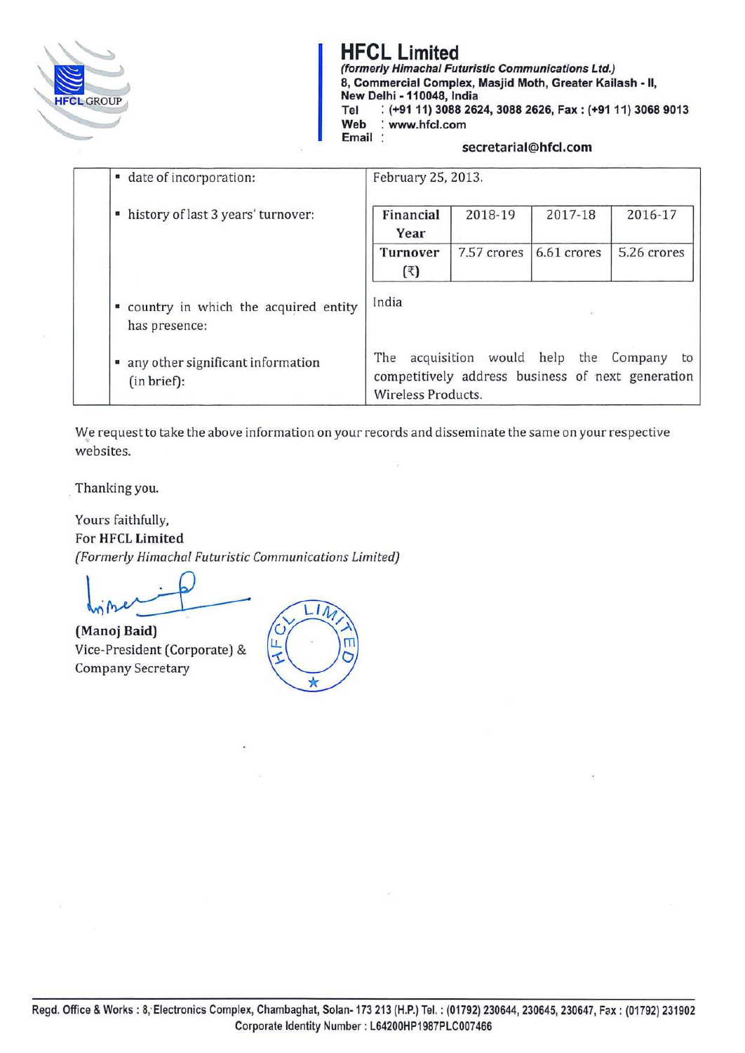**HFCL Limited**
*(formerly Himachal Futuristic Communications Ltd.)*
**8, Commercial Complex, Masjid Moth, Greater Kailash - II, New Delhi - 110048, India**
**Tel : (+91 11) 3088 2624, 3088 2626, Fax : (+91 11) 3068 9013**
**Web : www.hfcl.com**
**Email : secretarial@hfcl.com**

| | | |
|---|---|---|
| | ▪ date of incorporation: | February 25, 2013. |
| | ▪ history of last 3 years' turnover: | **Financial Year**: 2018-19 / 2017-18 / 2016-17<br>**Turnover (₹)**: 7.57 crores / 6.61 crores / 5.26 crores |
| | ▪ country in which the acquired entity has presence: | India |
| | ▪ any other significant information (in brief): | The acquisition would help the Company to competitively address business of next generation Wireless Products. |

We request to take the above information on your records and disseminate the same on your respective websites.

Thanking you.

Yours faithfully,
For **HFCL Limited**
*(Formerly Himachal Futuristic Communications Limited)*

**(Manoj Baid)**
Vice-President (Corporate) &
Company Secretary

Regd. Office & Works : 8, Electronics Complex, Chambaghat, Solan- 173 213 (H.P.) Tel. : (01792) 230644, 230645, 230647, Fax : (01792) 231902
Corporate Identity Number : L64200HP1987PLC007466